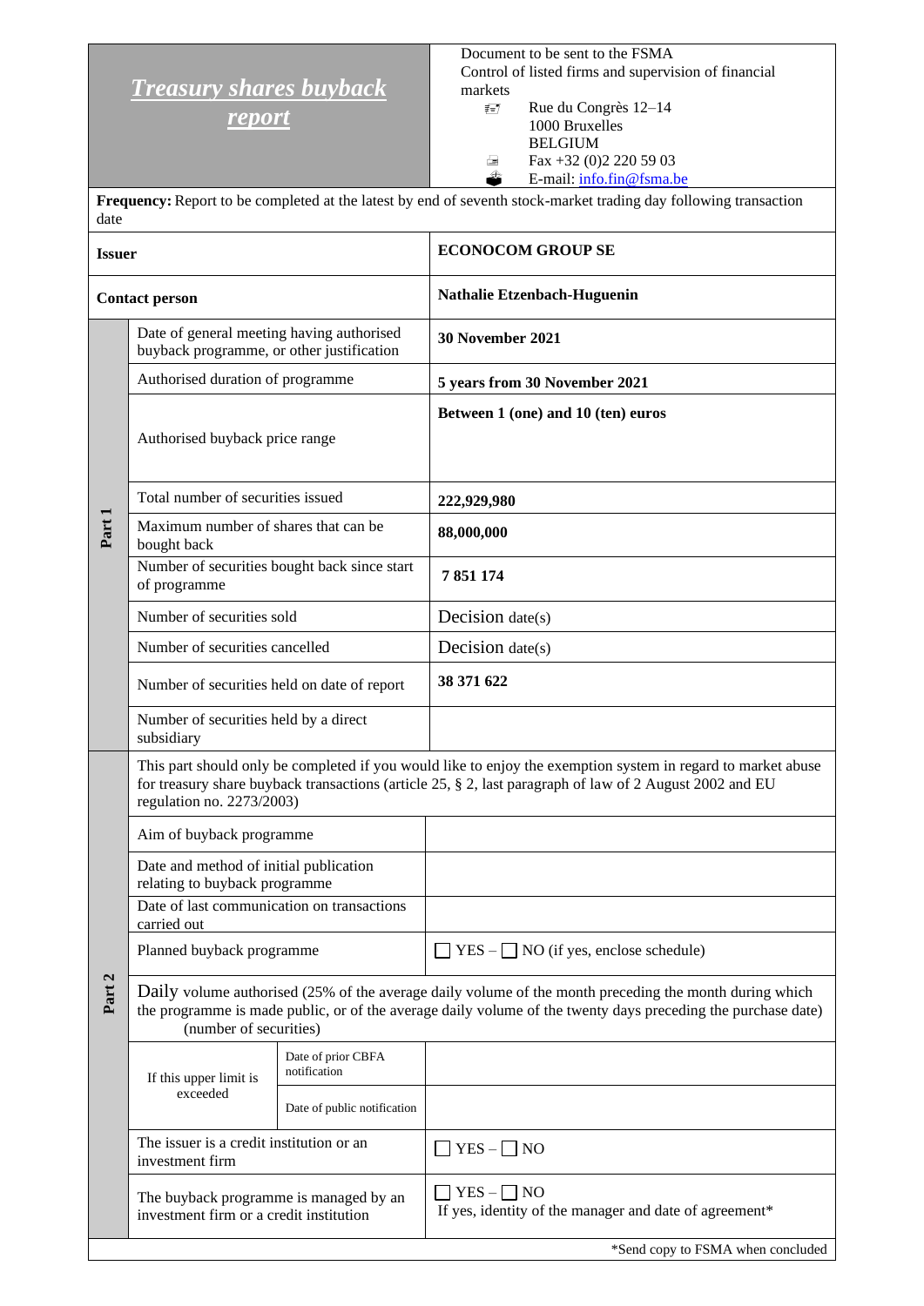| ***Treasury shares buyback report*** | Document to be sent to the FSMA<br>Control of listed firms and supervision of financial markets<br>Rue du Congrès 12–14<br>1000 Bruxelles<br>BELGIUM<br>Fax +32 (0)2 220 59 03<br>E-mail: info.fin@fsma.be |
|---|---|

**Frequency:** Report to be completed at the latest by end of seventh stock-market trading day following transaction date

| | | |
|---|---|---|
| **Issuer** | | **ECONOCOM GROUP SE** |
| **Contact person** | | **Nathalie Etzenbach-Huguenin** |
| **Part 1** | Date of general meeting having authorised buyback programme, or other justification | **30 November 2021** |
| | Authorised duration of programme | **5 years from 30 November 2021** |
| | Authorised buyback price range | **Between 1 (one) and 10 (ten) euros** |
| | Total number of securities issued | **222,929,980** |
| | Maximum number of shares that can be bought back | **88,000,000** |
| | Number of securities bought back since start of programme | **7 851 174** |
| | Number of securities sold | Decision date(s) |
| | Number of securities cancelled | Decision date(s) |
| | Number of securities held on date of report | **38 371 622** |
| | Number of securities held by a direct subsidiary | |

| | | | |
|---|---|---|---|
| **Part 2** | This part should only be completed if you would like to enjoy the exemption system in regard to market abuse for treasury share buyback transactions (article 25, § 2, last paragraph of law of 2 August 2002 and EU regulation no. 2273/2003) | | |
| | Aim of buyback programme | | |
| | Date and method of initial publication relating to buyback programme | | |
| | Date of last communication on transactions carried out | | |
| | Planned buyback programme | | ☐ YES – ☐ NO (if yes, enclose schedule) |
| | Daily volume authorised (25% of the average daily volume of the month preceding the month during which the programme is made public, or of the average daily volume of the twenty days preceding the purchase date) (number of securities) | | |
| | If this upper limit is exceeded | Date of prior CBFA notification | |
| | | Date of public notification | |
| | The issuer is a credit institution or an investment firm | | ☐ YES – ☐ NO |
| | The buyback programme is managed by an investment firm or a credit institution | | ☐ YES – ☐ NO<br>If yes, identity of the manager and date of agreement* |

*Send copy to FSMA when concluded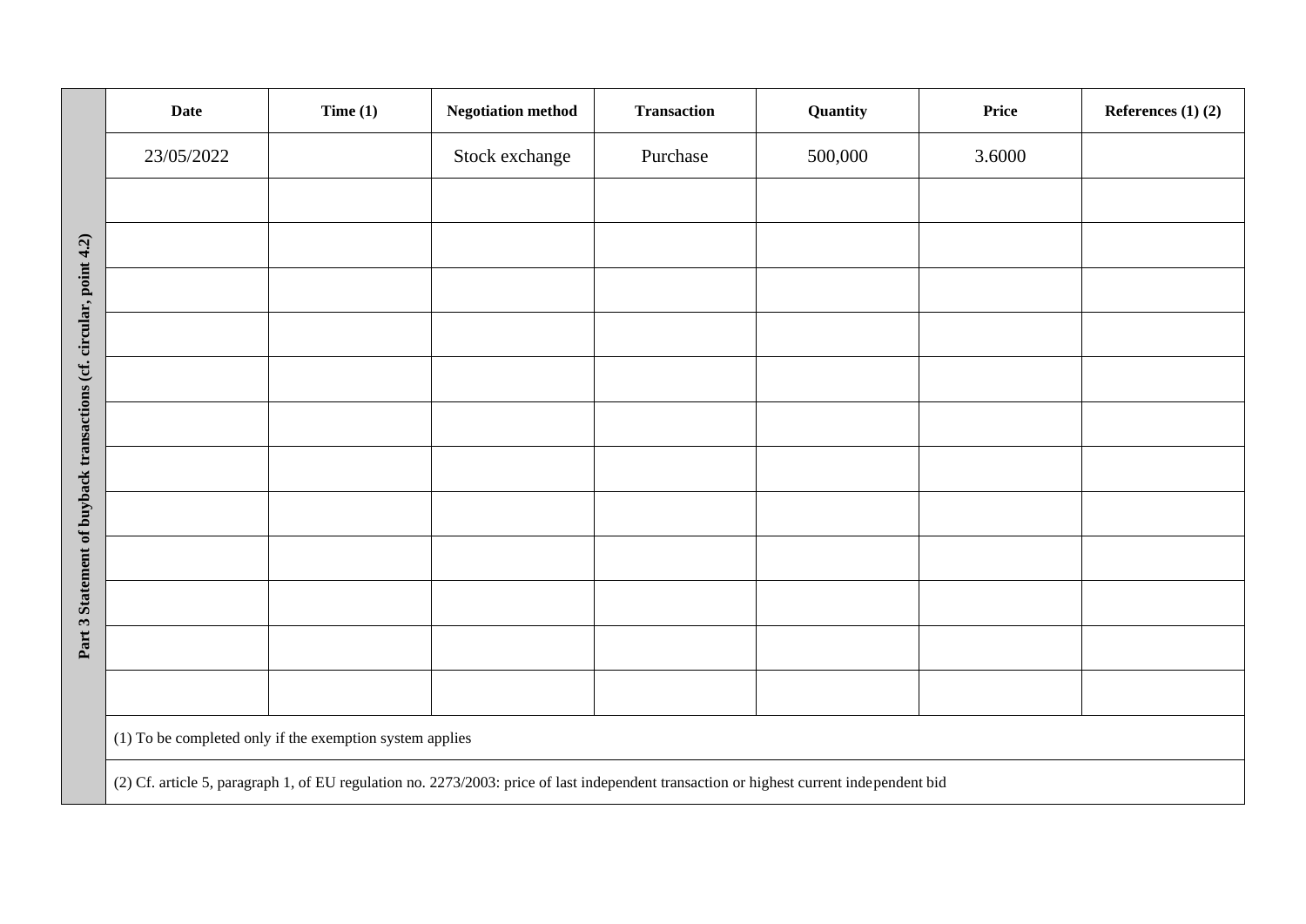## Part 3 Statement of buyback transactions (cf. circular, point 4.2)

| Date | Time (1) | Negotiation method | Transaction | Quantity | Price | References (1) (2) |
|---|---|---|---|---|---|---|
| 23/05/2022 | | Stock exchange | Purchase | 500,000 | 3.6000 | |
| | | | | | | |
| | | | | | | |
| | | | | | | |
| | | | | | | |
| | | | | | | |
| | | | | | | |
| | | | | | | |
| | | | | | | |
| | | | | | | |
| | | | | | | |
| | | | | | | |
| | | | | | | |

(1) To be completed only if the exemption system applies

(2) Cf. article 5, paragraph 1, of EU regulation no. 2273/2003: price of last independent transaction or highest current independent bid